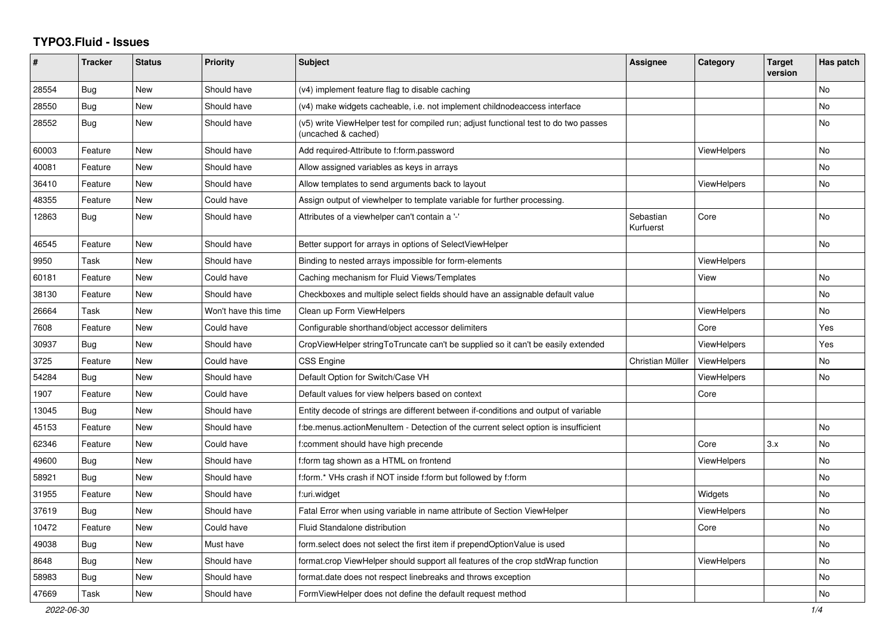# TYPO3.Fluid - Issues

| # | Tracker | Status | Priority | Subject | Assignee | Category | Target version | Has patch |
|---|---|---|---|---|---|---|---|---|
| 28554 | Bug | New | Should have | (v4) implement feature flag to disable caching | | | | No |
| 28550 | Bug | New | Should have | (v4) make widgets cacheable, i.e. not implement childnodeaccess interface | | | | No |
| 28552 | Bug | New | Should have | (v5) write ViewHelper test for compiled run; adjust functional test to do two passes (uncached & cached) | | | | No |
| 60003 | Feature | New | Should have | Add required-Attribute to f:form.password | | ViewHelpers | | No |
| 40081 | Feature | New | Should have | Allow assigned variables as keys in arrays | | | | No |
| 36410 | Feature | New | Should have | Allow templates to send arguments back to layout | | ViewHelpers | | No |
| 48355 | Feature | New | Could have | Assign output of viewhelper to template variable for further processing. | | | | |
| 12863 | Bug | New | Should have | Attributes of a viewhelper can't contain a '-' | Sebastian Kurfuerst | Core | | No |
| 46545 | Feature | New | Should have | Better support for arrays in options of SelectViewHelper | | | | No |
| 9950 | Task | New | Should have | Binding to nested arrays impossible for form-elements | | ViewHelpers | | |
| 60181 | Feature | New | Could have | Caching mechanism for Fluid Views/Templates | | View | | No |
| 38130 | Feature | New | Should have | Checkboxes and multiple select fields should have an assignable default value | | | | No |
| 26664 | Task | New | Won't have this time | Clean up Form ViewHelpers | | ViewHelpers | | No |
| 7608 | Feature | New | Could have | Configurable shorthand/object accessor delimiters | | Core | | Yes |
| 30937 | Bug | New | Should have | CropViewHelper stringToTruncate can't be supplied so it can't be easily extended | | ViewHelpers | | Yes |
| 3725 | Feature | New | Could have | CSS Engine | Christian Müller | ViewHelpers | | No |
| 54284 | Bug | New | Should have | Default Option for Switch/Case VH | | ViewHelpers | | No |
| 1907 | Feature | New | Could have | Default values for view helpers based on context | | Core | | |
| 13045 | Bug | New | Should have | Entity decode of strings are different between if-conditions and output of variable | | | | |
| 45153 | Feature | New | Should have | f:be.menus.actionMenuItem - Detection of the current select option is insufficient | | | | No |
| 62346 | Feature | New | Could have | f:comment should have high precende | | Core | 3.x | No |
| 49600 | Bug | New | Should have | f:form tag shown as a HTML on frontend | | ViewHelpers | | No |
| 58921 | Bug | New | Should have | f:form.* VHs crash if NOT inside f:form but followed by f:form | | | | No |
| 31955 | Feature | New | Should have | f:uri.widget | | Widgets | | No |
| 37619 | Bug | New | Should have | Fatal Error when using variable in name attribute of Section ViewHelper | | ViewHelpers | | No |
| 10472 | Feature | New | Could have | Fluid Standalone distribution | | Core | | No |
| 49038 | Bug | New | Must have | form.select does not select the first item if prependOptionValue is used | | | | No |
| 8648 | Bug | New | Should have | format.crop ViewHelper should support all features of the crop stdWrap function | | ViewHelpers | | No |
| 58983 | Bug | New | Should have | format.date does not respect linebreaks and throws exception | | | | No |
| 47669 | Task | New | Should have | FormViewHelper does not define the default request method | | | | No |

2022-06-30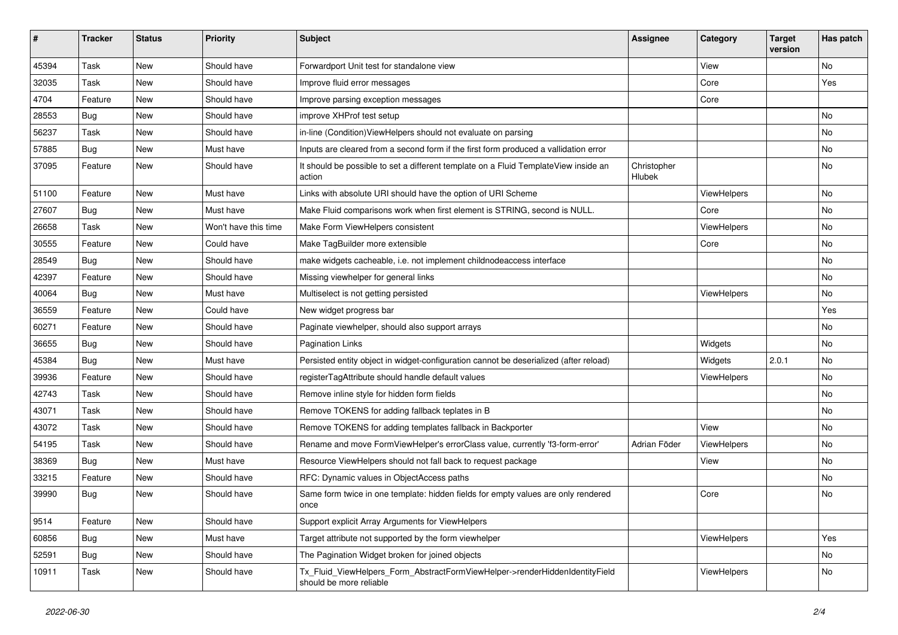| # | Tracker | Status | Priority | Subject | Assignee | Category | Target version | Has patch |
|---|---|---|---|---|---|---|---|---|
| 45394 | Task | New | Should have | Forwardport Unit test for standalone view | | View | | No |
| 32035 | Task | New | Should have | Improve fluid error messages | | Core | | Yes |
| 4704 | Feature | New | Should have | Improve parsing exception messages | | Core | | |
| 28553 | Bug | New | Should have | improve XHProf test setup | | | | No |
| 56237 | Task | New | Should have | in-line (Condition)ViewHelpers should not evaluate on parsing | | | | No |
| 57885 | Bug | New | Must have | Inputs are cleared from a second form if the first form produced a vallidation error | | | | No |
| 37095 | Feature | New | Should have | It should be possible to set a different template on a Fluid TemplateView inside an action | Christopher Hlubek | | | No |
| 51100 | Feature | New | Must have | Links with absolute URI should have the option of URI Scheme | | ViewHelpers | | No |
| 27607 | Bug | New | Must have | Make Fluid comparisons work when first element is STRING, second is NULL. | | Core | | No |
| 26658 | Task | New | Won't have this time | Make Form ViewHelpers consistent | | ViewHelpers | | No |
| 30555 | Feature | New | Could have | Make TagBuilder more extensible | | Core | | No |
| 28549 | Bug | New | Should have | make widgets cacheable, i.e. not implement childnodeaccess interface | | | | No |
| 42397 | Feature | New | Should have | Missing viewhelper for general links | | | | No |
| 40064 | Bug | New | Must have | Multiselect is not getting persisted | | ViewHelpers | | No |
| 36559 | Feature | New | Could have | New widget progress bar | | | | Yes |
| 60271 | Feature | New | Should have | Paginate viewhelper, should also support arrays | | | | No |
| 36655 | Bug | New | Should have | Pagination Links | | Widgets | | No |
| 45384 | Bug | New | Must have | Persisted entity object in widget-configuration cannot be deserialized (after reload) | | Widgets | 2.0.1 | No |
| 39936 | Feature | New | Should have | registerTagAttribute should handle default values | | ViewHelpers | | No |
| 42743 | Task | New | Should have | Remove inline style for hidden form fields | | | | No |
| 43071 | Task | New | Should have | Remove TOKENS for adding fallback teplates in B | | | | No |
| 43072 | Task | New | Should have | Remove TOKENS for adding templates fallback in Backporter | | View | | No |
| 54195 | Task | New | Should have | Rename and move FormViewHelper's errorClass value, currently 'f3-form-error' | Adrian Föder | ViewHelpers | | No |
| 38369 | Bug | New | Must have | Resource ViewHelpers should not fall back to request package | | View | | No |
| 33215 | Feature | New | Should have | RFC: Dynamic values in ObjectAccess paths | | | | No |
| 39990 | Bug | New | Should have | Same form twice in one template: hidden fields for empty values are only rendered once | | Core | | No |
| 9514 | Feature | New | Should have | Support explicit Array Arguments for ViewHelpers | | | | |
| 60856 | Bug | New | Must have | Target attribute not supported by the form viewhelper | | ViewHelpers | | Yes |
| 52591 | Bug | New | Should have | The Pagination Widget broken for joined objects | | | | No |
| 10911 | Task | New | Should have | Tx_Fluid_ViewHelpers_Form_AbstractFormViewHelper->renderHiddenIdentityField should be more reliable | | ViewHelpers | | No |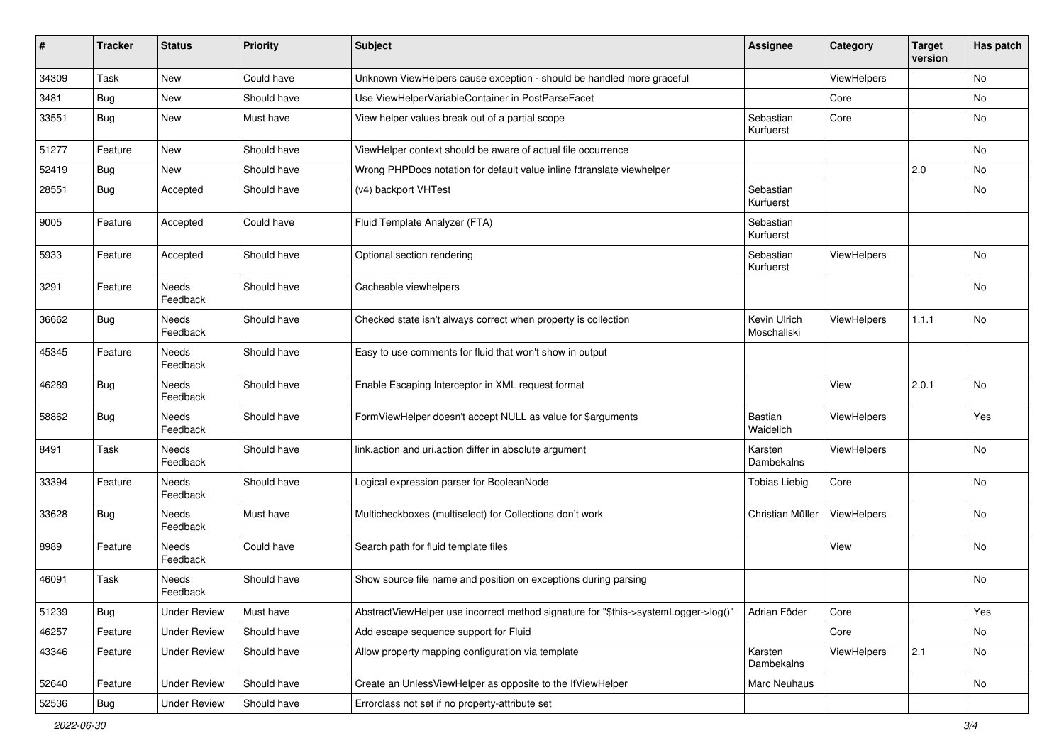| # | Tracker | Status | Priority | Subject | Assignee | Category | Target version | Has patch |
|---|---|---|---|---|---|---|---|---|
| 34309 | Task | New | Could have | Unknown ViewHelpers cause exception - should be handled more graceful | | ViewHelpers | | No |
| 3481 | Bug | New | Should have | Use ViewHelperVariableContainer in PostParseFacet | | Core | | No |
| 33551 | Bug | New | Must have | View helper values break out of a partial scope | Sebastian Kurfuerst | Core | | No |
| 51277 | Feature | New | Should have | ViewHelper context should be aware of actual file occurrence | | | | No |
| 52419 | Bug | New | Should have | Wrong PHPDocs notation for default value inline f:translate viewhelper | | | 2.0 | No |
| 28551 | Bug | Accepted | Should have | (v4) backport VHTest | Sebastian Kurfuerst | | | No |
| 9005 | Feature | Accepted | Could have | Fluid Template Analyzer (FTA) | Sebastian Kurfuerst | | | |
| 5933 | Feature | Accepted | Should have | Optional section rendering | Sebastian Kurfuerst | ViewHelpers | | No |
| 3291 | Feature | Needs Feedback | Should have | Cacheable viewhelpers | | | | No |
| 36662 | Bug | Needs Feedback | Should have | Checked state isn't always correct when property is collection | Kevin Ulrich Moschallski | ViewHelpers | 1.1.1 | No |
| 45345 | Feature | Needs Feedback | Should have | Easy to use comments for fluid that won't show in output | | | | |
| 46289 | Bug | Needs Feedback | Should have | Enable Escaping Interceptor in XML request format | | View | 2.0.1 | No |
| 58862 | Bug | Needs Feedback | Should have | FormViewHelper doesn't accept NULL as value for $arguments | Bastian Waidelich | ViewHelpers | | Yes |
| 8491 | Task | Needs Feedback | Should have | link.action and uri.action differ in absolute argument | Karsten Dambekalns | ViewHelpers | | No |
| 33394 | Feature | Needs Feedback | Should have | Logical expression parser for BooleanNode | Tobias Liebig | Core | | No |
| 33628 | Bug | Needs Feedback | Must have | Multicheckboxes (multiselect) for Collections don't work | Christian Müller | ViewHelpers | | No |
| 8989 | Feature | Needs Feedback | Could have | Search path for fluid template files | | View | | No |
| 46091 | Task | Needs Feedback | Should have | Show source file name and position on exceptions during parsing | | | | No |
| 51239 | Bug | Under Review | Must have | AbstractViewHelper use incorrect method signature for "$this->systemLogger->log()" | Adrian Föder | Core | | Yes |
| 46257 | Feature | Under Review | Should have | Add escape sequence support for Fluid | | Core | | No |
| 43346 | Feature | Under Review | Should have | Allow property mapping configuration via template | Karsten Dambekalns | ViewHelpers | 2.1 | No |
| 52640 | Feature | Under Review | Should have | Create an UnlessViewHelper as opposite to the IfViewHelper | Marc Neuhaus | | | No |
| 52536 | Bug | Under Review | Should have | Errorclass not set if no property-attribute set | | | | |

*2022-06-30*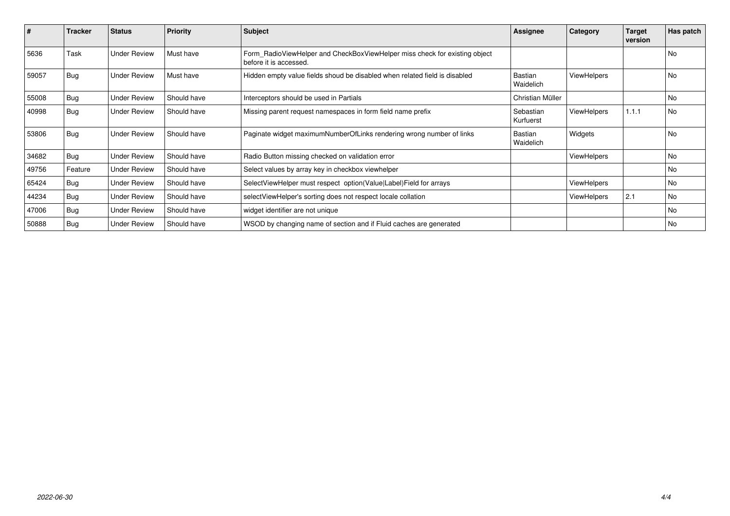| # | Tracker | Status | Priority | Subject | Assignee | Category | Target version | Has patch |
|---|---|---|---|---|---|---|---|---|
| 5636 | Task | Under Review | Must have | Form_RadioViewHelper and CheckBoxViewHelper miss check for existing object before it is accessed. | | | | No |
| 59057 | Bug | Under Review | Must have | Hidden empty value fields shoud be disabled when related field is disabled | Bastian Waidelich | ViewHelpers | | No |
| 55008 | Bug | Under Review | Should have | Interceptors should be used in Partials | Christian Müller | | | No |
| 40998 | Bug | Under Review | Should have | Missing parent request namespaces in form field name prefix | Sebastian Kurfuerst | ViewHelpers | 1.1.1 | No |
| 53806 | Bug | Under Review | Should have | Paginate widget maximumNumberOfLinks rendering wrong number of links | Bastian Waidelich | Widgets | | No |
| 34682 | Bug | Under Review | Should have | Radio Button missing checked on validation error | | ViewHelpers | | No |
| 49756 | Feature | Under Review | Should have | Select values by array key in checkbox viewhelper | | | | No |
| 65424 | Bug | Under Review | Should have | SelectViewHelper must respect option(Value\|Label)Field for arrays | | ViewHelpers | | No |
| 44234 | Bug | Under Review | Should have | selectViewHelper's sorting does not respect locale collation | | ViewHelpers | 2.1 | No |
| 47006 | Bug | Under Review | Should have | widget identifier are not unique | | | | No |
| 50888 | Bug | Under Review | Should have | WSOD by changing name of section and if Fluid caches are generated | | | | No |